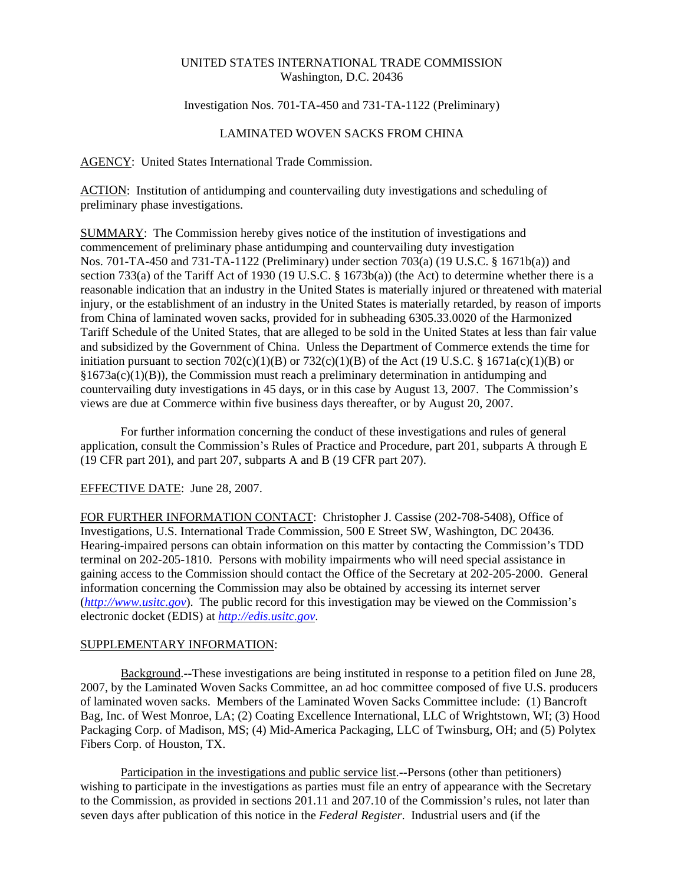UNITED STATES INTERNATIONAL TRADE COMMISSION
Washington, D.C. 20436

Investigation Nos. 701-TA-450 and 731-TA-1122 (Preliminary)

LAMINATED WOVEN SACKS FROM CHINA

AGENCY: United States International Trade Commission.

ACTION: Institution of antidumping and countervailing duty investigations and scheduling of preliminary phase investigations.

SUMMARY: The Commission hereby gives notice of the institution of investigations and commencement of preliminary phase antidumping and countervailing duty investigation Nos. 701-TA-450 and 731-TA-1122 (Preliminary) under section 703(a) (19 U.S.C. § 1671b(a)) and section 733(a) of the Tariff Act of 1930 (19 U.S.C. § 1673b(a)) (the Act) to determine whether there is a reasonable indication that an industry in the United States is materially injured or threatened with material injury, or the establishment of an industry in the United States is materially retarded, by reason of imports from China of laminated woven sacks, provided for in subheading 6305.33.0020 of the Harmonized Tariff Schedule of the United States, that are alleged to be sold in the United States at less than fair value and subsidized by the Government of China. Unless the Department of Commerce extends the time for initiation pursuant to section 702(c)(1)(B) or 732(c)(1)(B) of the Act (19 U.S.C. § 1671a(c)(1)(B) or §1673a(c)(1)(B)), the Commission must reach a preliminary determination in antidumping and countervailing duty investigations in 45 days, or in this case by August 13, 2007. The Commission's views are due at Commerce within five business days thereafter, or by August 20, 2007.

For further information concerning the conduct of these investigations and rules of general application, consult the Commission's Rules of Practice and Procedure, part 201, subparts A through E (19 CFR part 201), and part 207, subparts A and B (19 CFR part 207).

EFFECTIVE DATE: June 28, 2007.

FOR FURTHER INFORMATION CONTACT: Christopher J. Cassise (202-708-5408), Office of Investigations, U.S. International Trade Commission, 500 E Street SW, Washington, DC 20436. Hearing-impaired persons can obtain information on this matter by contacting the Commission's TDD terminal on 202-205-1810. Persons with mobility impairments who will need special assistance in gaining access to the Commission should contact the Office of the Secretary at 202-205-2000. General information concerning the Commission may also be obtained by accessing its internet server (*http://www.usitc.gov*). The public record for this investigation may be viewed on the Commission's electronic docket (EDIS) at *http://edis.usitc.gov*.

SUPPLEMENTARY INFORMATION:

Background.--These investigations are being instituted in response to a petition filed on June 28, 2007, by the Laminated Woven Sacks Committee, an ad hoc committee composed of five U.S. producers of laminated woven sacks. Members of the Laminated Woven Sacks Committee include: (1) Bancroft Bag, Inc. of West Monroe, LA; (2) Coating Excellence International, LLC of Wrightstown, WI; (3) Hood Packaging Corp. of Madison, MS; (4) Mid-America Packaging, LLC of Twinsburg, OH; and (5) Polytex Fibers Corp. of Houston, TX.

Participation in the investigations and public service list.--Persons (other than petitioners) wishing to participate in the investigations as parties must file an entry of appearance with the Secretary to the Commission, as provided in sections 201.11 and 207.10 of the Commission's rules, not later than seven days after publication of this notice in the *Federal Register*. Industrial users and (if the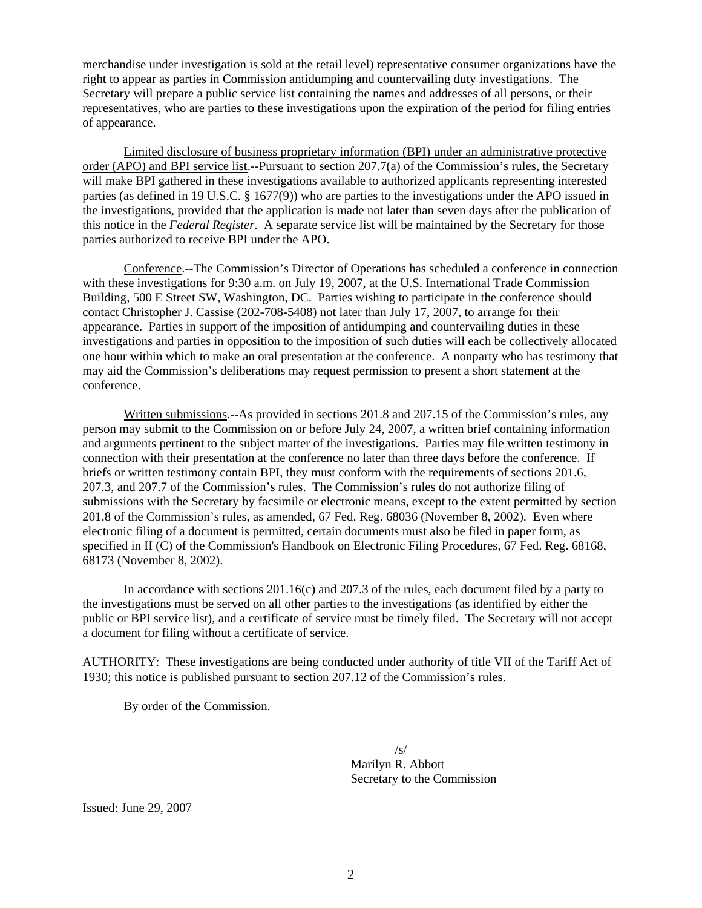merchandise under investigation is sold at the retail level) representative consumer organizations have the right to appear as parties in Commission antidumping and countervailing duty investigations. The Secretary will prepare a public service list containing the names and addresses of all persons, or their representatives, who are parties to these investigations upon the expiration of the period for filing entries of appearance.

Limited disclosure of business proprietary information (BPI) under an administrative protective order (APO) and BPI service list.--Pursuant to section 207.7(a) of the Commission's rules, the Secretary will make BPI gathered in these investigations available to authorized applicants representing interested parties (as defined in 19 U.S.C. § 1677(9)) who are parties to the investigations under the APO issued in the investigations, provided that the application is made not later than seven days after the publication of this notice in the *Federal Register*. A separate service list will be maintained by the Secretary for those parties authorized to receive BPI under the APO.

Conference.--The Commission's Director of Operations has scheduled a conference in connection with these investigations for 9:30 a.m. on July 19, 2007, at the U.S. International Trade Commission Building, 500 E Street SW, Washington, DC. Parties wishing to participate in the conference should contact Christopher J. Cassise (202-708-5408) not later than July 17, 2007, to arrange for their appearance. Parties in support of the imposition of antidumping and countervailing duties in these investigations and parties in opposition to the imposition of such duties will each be collectively allocated one hour within which to make an oral presentation at the conference. A nonparty who has testimony that may aid the Commission's deliberations may request permission to present a short statement at the conference.

Written submissions.--As provided in sections 201.8 and 207.15 of the Commission's rules, any person may submit to the Commission on or before July 24, 2007, a written brief containing information and arguments pertinent to the subject matter of the investigations. Parties may file written testimony in connection with their presentation at the conference no later than three days before the conference. If briefs or written testimony contain BPI, they must conform with the requirements of sections 201.6, 207.3, and 207.7 of the Commission's rules. The Commission's rules do not authorize filing of submissions with the Secretary by facsimile or electronic means, except to the extent permitted by section 201.8 of the Commission's rules, as amended, 67 Fed. Reg. 68036 (November 8, 2002). Even where electronic filing of a document is permitted, certain documents must also be filed in paper form, as specified in II (C) of the Commission's Handbook on Electronic Filing Procedures, 67 Fed. Reg. 68168, 68173 (November 8, 2002).

In accordance with sections 201.16(c) and 207.3 of the rules, each document filed by a party to the investigations must be served on all other parties to the investigations (as identified by either the public or BPI service list), and a certificate of service must be timely filed. The Secretary will not accept a document for filing without a certificate of service.

AUTHORITY: These investigations are being conducted under authority of title VII of the Tariff Act of 1930; this notice is published pursuant to section 207.12 of the Commission's rules.

By order of the Commission.

/s/
Marilyn R. Abbott
Secretary to the Commission

Issued: June 29, 2007